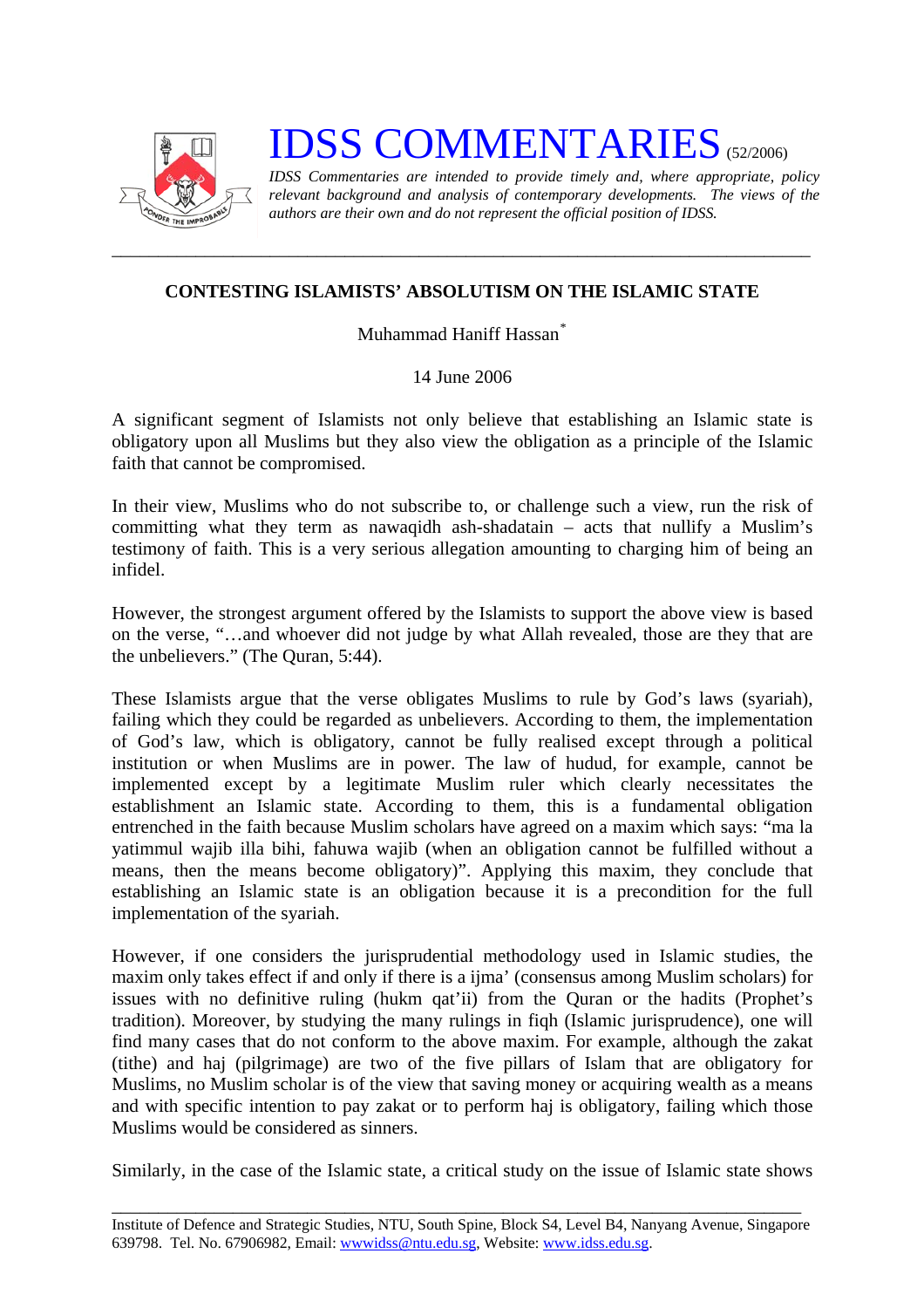# IDSS COMMENTARIES (52/2006)

*IDSS Commentaries are intended to provide timely and, where appropriate, policy relevant background and analysis of contemporary developments. The views of the authors are their own and do not represent the official position of IDSS.*

---

## CONTESTING ISLAMISTS' ABSOLUTISM ON THE ISLAMIC STATE

Muhammad Haniff Hassan*

14 June 2006

A significant segment of Islamists not only believe that establishing an Islamic state is obligatory upon all Muslims but they also view the obligation as a principle of the Islamic faith that cannot be compromised.

In their view, Muslims who do not subscribe to, or challenge such a view, run the risk of committing what they term as nawaqidh ash-shadatain – acts that nullify a Muslim's testimony of faith. This is a very serious allegation amounting to charging him of being an infidel.

However, the strongest argument offered by the Islamists to support the above view is based on the verse, "…and whoever did not judge by what Allah revealed, those are they that are the unbelievers." (The Quran, 5:44).

These Islamists argue that the verse obligates Muslims to rule by God's laws (syariah), failing which they could be regarded as unbelievers. According to them, the implementation of God's law, which is obligatory, cannot be fully realised except through a political institution or when Muslims are in power. The law of hudud, for example, cannot be implemented except by a legitimate Muslim ruler which clearly necessitates the establishment an Islamic state. According to them, this is a fundamental obligation entrenched in the faith because Muslim scholars have agreed on a maxim which says: "ma la yatimmul wajib illa bihi, fahuwa wajib (when an obligation cannot be fulfilled without a means, then the means become obligatory)". Applying this maxim, they conclude that establishing an Islamic state is an obligation because it is a precondition for the full implementation of the syariah.

However, if one considers the jurisprudential methodology used in Islamic studies, the maxim only takes effect if and only if there is a ijma' (consensus among Muslim scholars) for issues with no definitive ruling (hukm qat'ii) from the Quran or the hadits (Prophet's tradition). Moreover, by studying the many rulings in fiqh (Islamic jurisprudence), one will find many cases that do not conform to the above maxim. For example, although the zakat (tithe) and haj (pilgrimage) are two of the five pillars of Islam that are obligatory for Muslims, no Muslim scholar is of the view that saving money or acquiring wealth as a means and with specific intention to pay zakat or to perform haj is obligatory, failing which those Muslims would be considered as sinners.

Similarly, in the case of the Islamic state, a critical study on the issue of Islamic state shows

---

Institute of Defence and Strategic Studies, NTU, South Spine, Block S4, Level B4, Nanyang Avenue, Singapore 639798. Tel. No. 67906982, Email: wwwidss@ntu.edu.sg, Website: www.idss.edu.sg.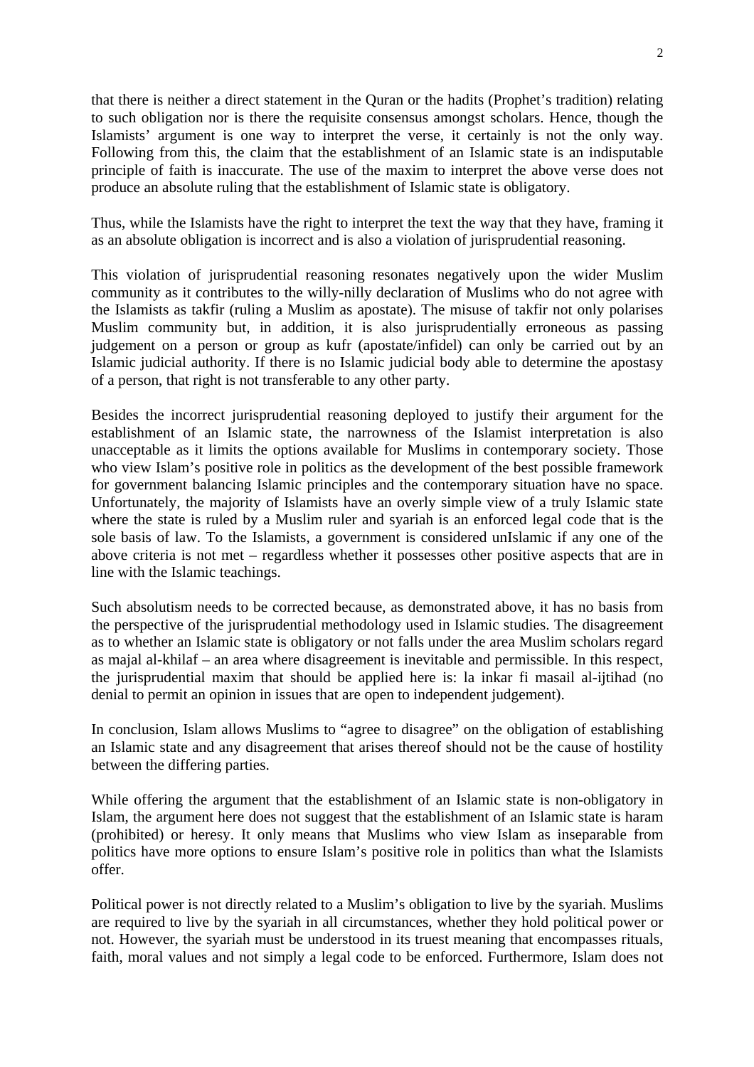that there is neither a direct statement in the Quran or the hadits (Prophet's tradition) relating to such obligation nor is there the requisite consensus amongst scholars. Hence, though the Islamists' argument is one way to interpret the verse, it certainly is not the only way. Following from this, the claim that the establishment of an Islamic state is an indisputable principle of faith is inaccurate. The use of the maxim to interpret the above verse does not produce an absolute ruling that the establishment of Islamic state is obligatory.

Thus, while the Islamists have the right to interpret the text the way that they have, framing it as an absolute obligation is incorrect and is also a violation of jurisprudential reasoning.

This violation of jurisprudential reasoning resonates negatively upon the wider Muslim community as it contributes to the willy-nilly declaration of Muslims who do not agree with the Islamists as takfir (ruling a Muslim as apostate). The misuse of takfir not only polarises Muslim community but, in addition, it is also jurisprudentially erroneous as passing judgement on a person or group as kufr (apostate/infidel) can only be carried out by an Islamic judicial authority. If there is no Islamic judicial body able to determine the apostasy of a person, that right is not transferable to any other party.

Besides the incorrect jurisprudential reasoning deployed to justify their argument for the establishment of an Islamic state, the narrowness of the Islamist interpretation is also unacceptable as it limits the options available for Muslims in contemporary society. Those who view Islam's positive role in politics as the development of the best possible framework for government balancing Islamic principles and the contemporary situation have no space. Unfortunately, the majority of Islamists have an overly simple view of a truly Islamic state where the state is ruled by a Muslim ruler and syariah is an enforced legal code that is the sole basis of law. To the Islamists, a government is considered unIslamic if any one of the above criteria is not met – regardless whether it possesses other positive aspects that are in line with the Islamic teachings.

Such absolutism needs to be corrected because, as demonstrated above, it has no basis from the perspective of the jurisprudential methodology used in Islamic studies. The disagreement as to whether an Islamic state is obligatory or not falls under the area Muslim scholars regard as majal al-khilaf – an area where disagreement is inevitable and permissible. In this respect, the jurisprudential maxim that should be applied here is: la inkar fi masail al-ijtihad (no denial to permit an opinion in issues that are open to independent judgement).

In conclusion, Islam allows Muslims to "agree to disagree" on the obligation of establishing an Islamic state and any disagreement that arises thereof should not be the cause of hostility between the differing parties.

While offering the argument that the establishment of an Islamic state is non-obligatory in Islam, the argument here does not suggest that the establishment of an Islamic state is haram (prohibited) or heresy. It only means that Muslims who view Islam as inseparable from politics have more options to ensure Islam's positive role in politics than what the Islamists offer.

Political power is not directly related to a Muslim's obligation to live by the syariah. Muslims are required to live by the syariah in all circumstances, whether they hold political power or not. However, the syariah must be understood in its truest meaning that encompasses rituals, faith, moral values and not simply a legal code to be enforced. Furthermore, Islam does not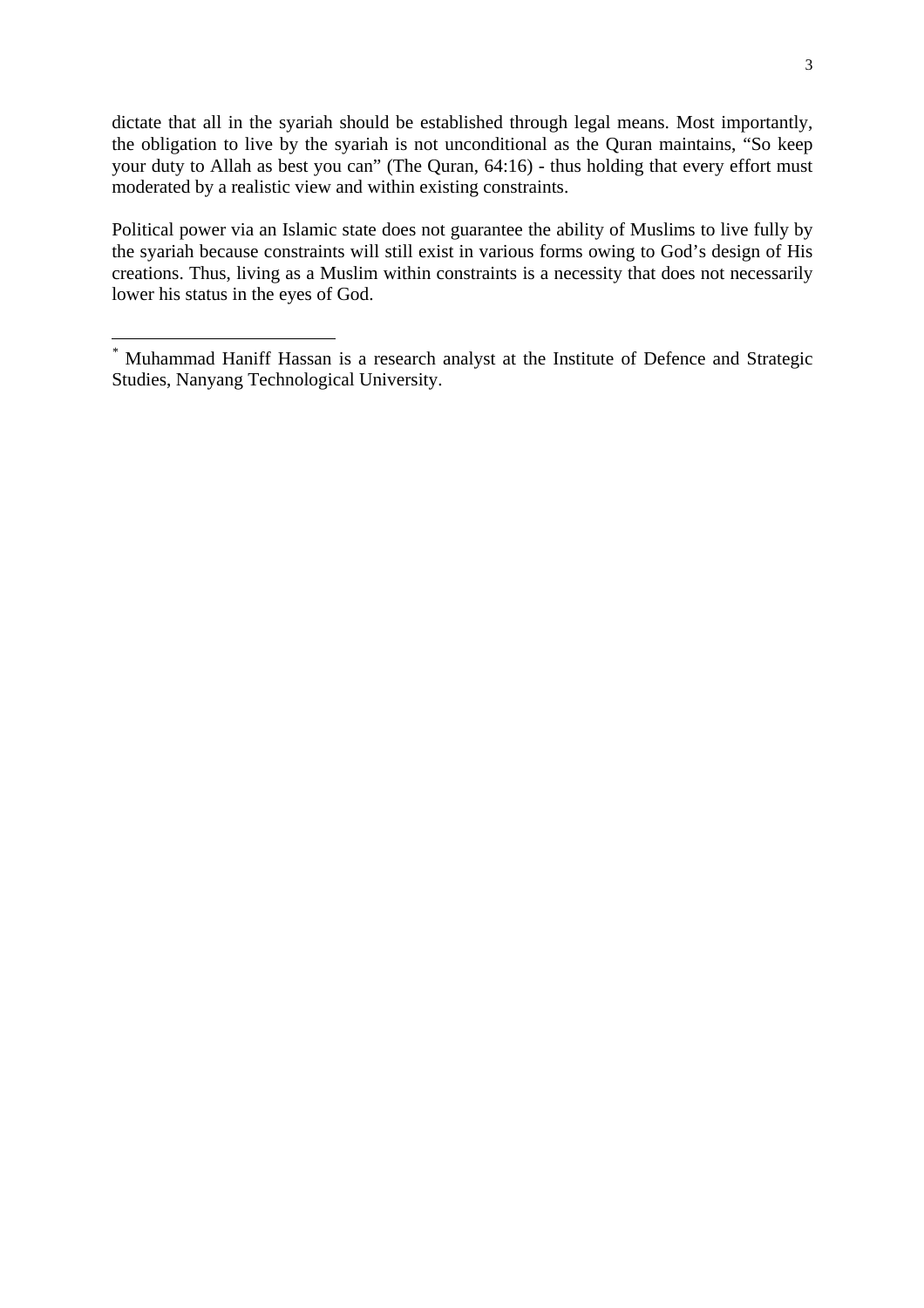dictate that all in the syariah should be established through legal means. Most importantly, the obligation to live by the syariah is not unconditional as the Quran maintains, “So keep your duty to Allah as best you can” (The Quran, 64:16) - thus holding that every effort must moderated by a realistic view and within existing constraints.

Political power via an Islamic state does not guarantee the ability of Muslims to live fully by the syariah because constraints will still exist in various forms owing to God’s design of His creations. Thus, living as a Muslim within constraints is a necessity that does not necessarily lower his status in the eyes of God.

---

[*] Muhammad Haniff Hassan is a research analyst at the Institute of Defence and Strategic Studies, Nanyang Technological University.